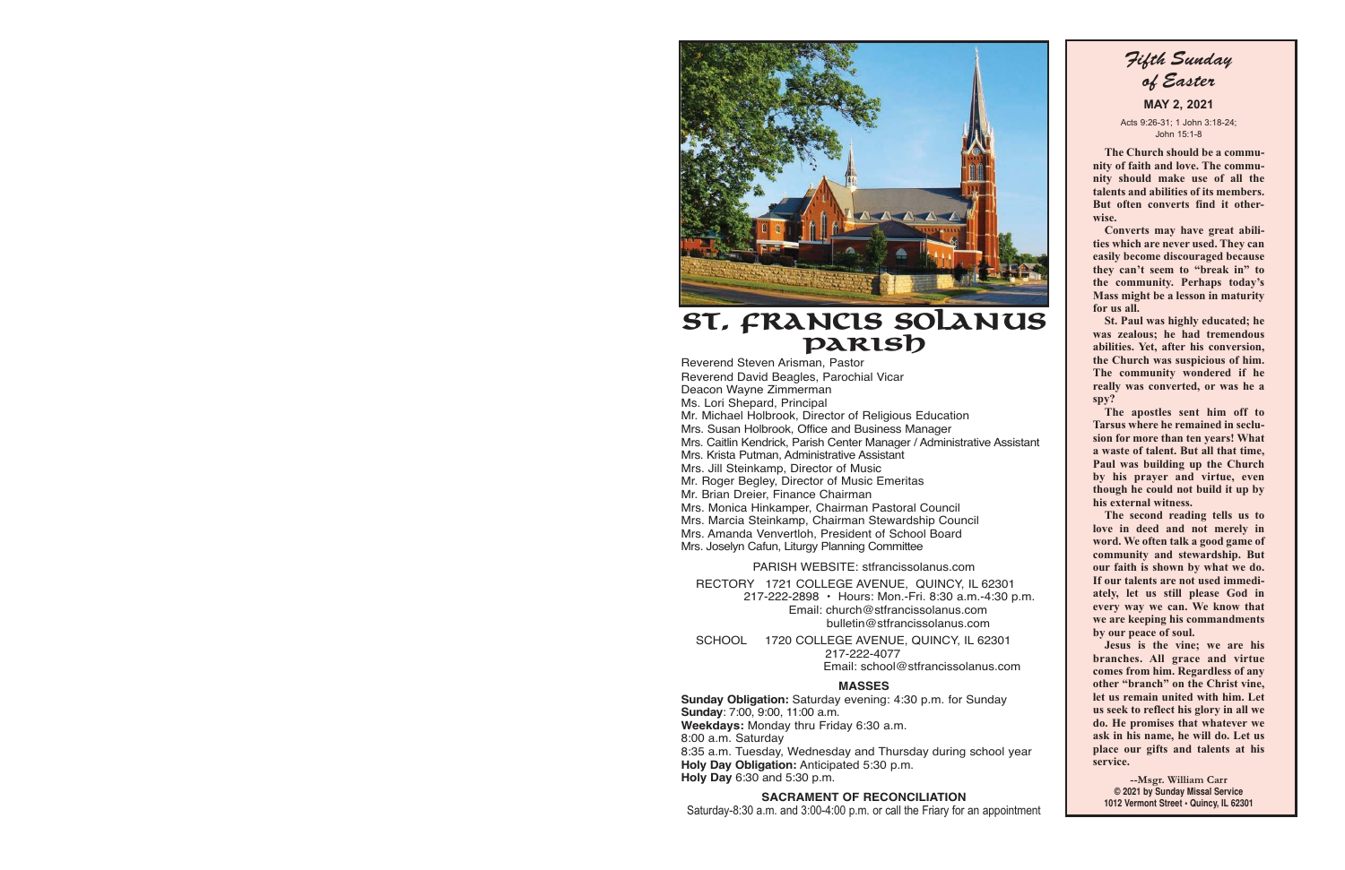# ST. FRANCIS SOLANUS PARISH

Reverend Steven Arisman, Pastor
Reverend David Beagles, Parochial Vicar
Deacon Wayne Zimmerman
Ms. Lori Shepard, Principal
Mr. Michael Holbrook, Director of Religious Education
Mrs. Susan Holbrook, Office and Business Manager
Mrs. Caitlin Kendrick, Parish Center Manager / Administrative Assistant
Mrs. Krista Putman, Administrative Assistant
Mrs. Jill Steinkamp, Director of Music
Mr. Roger Begley, Director of Music Emeritas
Mr. Brian Dreier, Finance Chairman
Mrs. Monica Hinkamper, Chairman Pastoral Council
Mrs. Marcia Steinkamp, Chairman Stewardship Council
Mrs. Amanda Venvertloh, President of School Board
Mrs. Joselyn Cafun, Liturgy Planning Committee

PARISH WEBSITE: stfrancissolanus.com

RECTORY 1721 COLLEGE AVENUE, QUINCY, IL 62301
217-222-2898 • Hours: Mon.-Fri. 8:30 a.m.-4:30 p.m.
Email: church@stfrancissolanus.com
bulletin@stfrancissolanus.com

SCHOOL 1720 COLLEGE AVENUE, QUINCY, IL 62301
217-222-4077
Email: school@stfrancissolanus.com

### MASSES

**Sunday Obligation:** Saturday evening: 4:30 p.m. for Sunday
**Sunday**: 7:00, 9:00, 11:00 a.m.
**Weekdays:** Monday thru Friday 6:30 a.m.
8:00 a.m. Saturday
8:35 a.m. Tuesday, Wednesday and Thursday during school year
**Holy Day Obligation:** Anticipated 5:30 p.m.
**Holy Day** 6:30 and 5:30 p.m.

### SACRAMENT OF RECONCILIATION

Saturday-8:30 a.m. and 3:00-4:00 p.m. or call the Friary for an appointment

## *Fifth Sunday of Easter*

**MAY 2, 2021**

Acts 9:26-31; 1 John 3:18-24; John 15:1-8

**The Church should be a community of faith and love. The community should make use of all the talents and abilities of its members. But often converts find it otherwise.**

**Converts may have great abilities which are never used. They can easily become discouraged because they can't seem to "break in" to the community. Perhaps today's Mass might be a lesson in maturity for us all.**

**St. Paul was highly educated; he was zealous; he had tremendous abilities. Yet, after his conversion, the Church was suspicious of him. The community wondered if he really was converted, or was he a spy?**

**The apostles sent him off to Tarsus where he remained in seclusion for more than ten years! What a waste of talent. But all that time, Paul was building up the Church by his prayer and virtue, even though he could not build it up by his external witness.**

**The second reading tells us to love in deed and not merely in word. We often talk a good game of community and stewardship. But our faith is shown by what we do. If our talents are not used immediately, let us still please God in every way we can. We know that we are keeping his commandments by our peace of soul.**

**Jesus is the vine; we are his branches. All grace and virtue comes from him. Regardless of any other "branch" on the Christ vine, let us remain united with him. Let us seek to reflect his glory in all we do. He promises that whatever we ask in his name, he will do. Let us place our gifts and talents at his service.**

--Msgr. William Carr
© 2021 by Sunday Missal Service
1012 Vermont Street • Quincy, IL 62301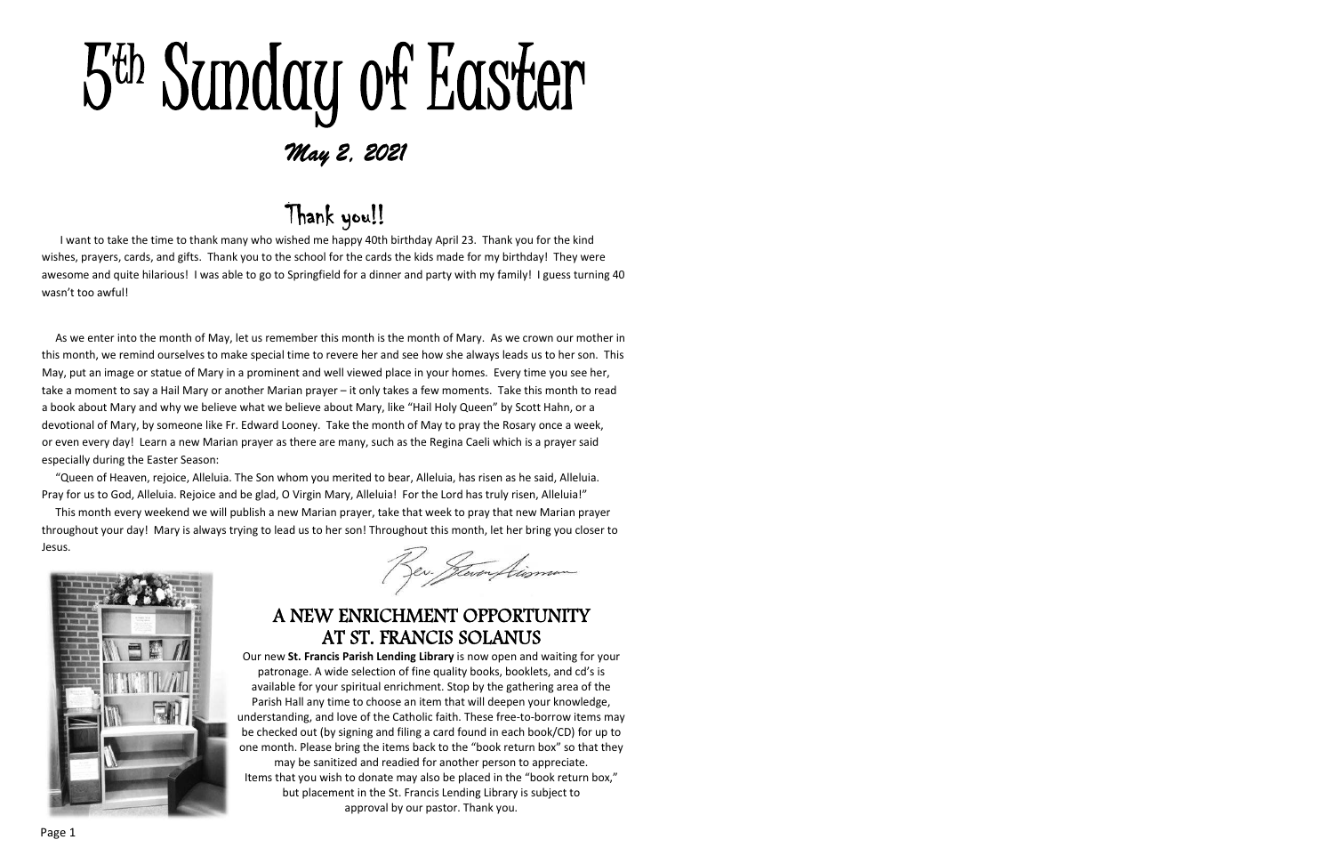# 5th Sunday of Easter

*May 2, 2021*

## Thank you!!

I want to take the time to thank many who wished me happy 40th birthday April 23. Thank you for the kind wishes, prayers, cards, and gifts. Thank you to the school for the cards the kids made for my birthday! They were awesome and quite hilarious! I was able to go to Springfield for a dinner and party with my family! I guess turning 40 wasn't too awful!

As we enter into the month of May, let us remember this month is the month of Mary. As we crown our mother in this month, we remind ourselves to make special time to revere her and see how she always leads us to her son. This May, put an image or statue of Mary in a prominent and well viewed place in your homes. Every time you see her, take a moment to say a Hail Mary or another Marian prayer – it only takes a few moments. Take this month to read a book about Mary and why we believe what we believe about Mary, like "Hail Holy Queen" by Scott Hahn, or a devotional of Mary, by someone like Fr. Edward Looney. Take the month of May to pray the Rosary once a week, or even every day! Learn a new Marian prayer as there are many, such as the Regina Caeli which is a prayer said especially during the Easter Season:

"Queen of Heaven, rejoice, Alleluia. The Son whom you merited to bear, Alleluia, has risen as he said, Alleluia. Pray for us to God, Alleluia. Rejoice and be glad, O Virgin Mary, Alleluia! For the Lord has truly risen, Alleluia!"

This month every weekend we will publish a new Marian prayer, take that week to pray that new Marian prayer throughout your day! Mary is always trying to lead us to her son! Throughout this month, let her bring you closer to Jesus.

Rev. Steven Arisman

## A NEW ENRICHMENT OPPORTUNITY AT ST. FRANCIS SOLANUS

Our new **St. Francis Parish Lending Library** is now open and waiting for your patronage. A wide selection of fine quality books, booklets, and cd's is available for your spiritual enrichment. Stop by the gathering area of the Parish Hall any time to choose an item that will deepen your knowledge, understanding, and love of the Catholic faith. These free-to-borrow items may be checked out (by signing and filing a card found in each book/CD) for up to one month. Please bring the items back to the "book return box" so that they may be sanitized and readied for another person to appreciate.
Items that you wish to donate may also be placed in the "book return box," but placement in the St. Francis Lending Library is subject to approval by our pastor. Thank you.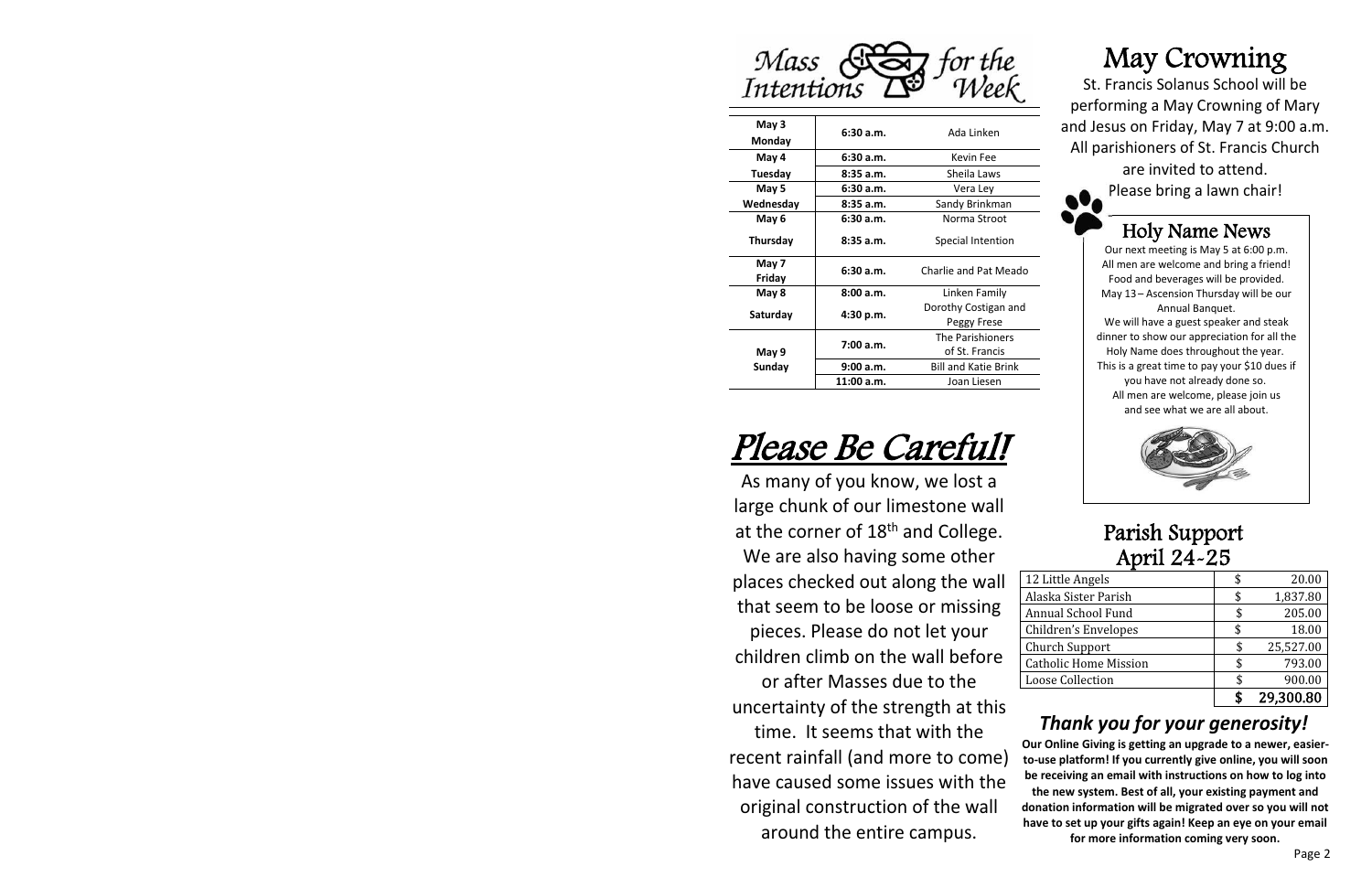# Mass Intentions for the Week

| Date | Time | Intention |
|---|---|---|
| May 3 Monday | 6:30 a.m. | Ada Linken |
| May 4 | 6:30 a.m. | Kevin Fee |
| Tuesday | 8:35 a.m. | Sheila Laws |
| May 5 | 6:30 a.m. | Vera Ley |
| Wednesday | 8:35 a.m. | Sandy Brinkman |
| May 6 | 6:30 a.m. | Norma Stroot |
| Thursday | 8:35 a.m. | Special Intention |
| May 7 Friday | 6:30 a.m. | Charlie and Pat Meado |
| May 8 | 8:00 a.m. | Linken Family |
| Saturday | 4:30 p.m. | Dorothy Costigan and Peggy Frese |
| May 9 | 7:00 a.m. | The Parishioners of St. Francis |
| Sunday | 9:00 a.m. | Bill and Katie Brink |
| | 11:00 a.m. | Joan Liesen |

# Please Be Careful!

As many of you know, we lost a large chunk of our limestone wall at the corner of 18th and College. We are also having some other places checked out along the wall that seem to be loose or missing pieces. Please do not let your children climb on the wall before or after Masses due to the uncertainty of the strength at this time. It seems that with the recent rainfall (and more to come) have caused some issues with the original construction of the wall around the entire campus.

# May Crowning

St. Francis Solanus School will be performing a May Crowning of Mary and Jesus on Friday, May 7 at 9:00 a.m. All parishioners of St. Francis Church are invited to attend. Please bring a lawn chair!

## Holy Name News

Our next meeting is May 5 at 6:00 p.m. All men are welcome and bring a friend! Food and beverages will be provided. May 13 – Ascension Thursday will be our Annual Banquet. We will have a guest speaker and steak dinner to show our appreciation for all the Holy Name does throughout the year. This is a great time to pay your $10 dues if you have not already done so. All men are welcome, please join us and see what we are all about.

## Parish Support April 24-25

| Fund | Amount |
|---|---|
| 12 Little Angels | $ 20.00 |
| Alaska Sister Parish | $ 1,837.80 |
| Annual School Fund | $ 205.00 |
| Children's Envelopes | $ 18.00 |
| Church Support | $ 25,527.00 |
| Catholic Home Mission | $ 793.00 |
| Loose Collection | $ 900.00 |
| | **$ 29,300.80** |

### *Thank you for your generosity!*

**Our Online Giving is getting an upgrade to a newer, easier-to-use platform! If you currently give online, you will soon be receiving an email with instructions on how to log into the new system. Best of all, your existing payment and donation information will be migrated over so you will not have to set up your gifts again! Keep an eye on your email for more information coming very soon.**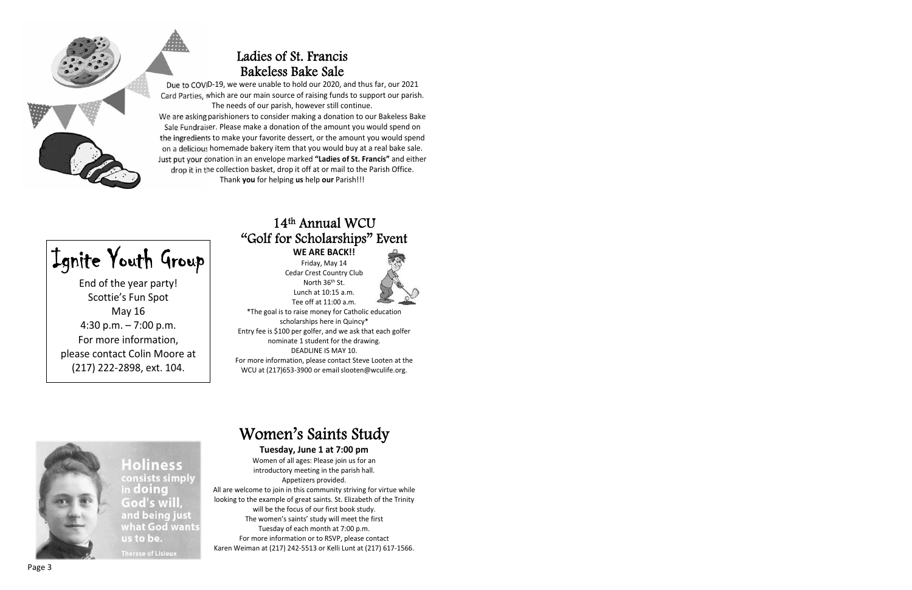## Ladies of St. Francis Bakeless Bake Sale

Due to COVID-19, we were unable to hold our 2020, and thus far, our 2021 Card Parties, which are our main source of raising funds to support our parish. The needs of our parish, however still continue.

We are asking parishioners to consider making a donation to our Bakeless Bake Sale Fundraiser. Please make a donation of the amount you would spend on the ingredients to make your favorite dessert, or the amount you would spend on a delicious homemade bakery item that you would buy at a real bake sale. Just put your donation in an envelope marked **"Ladies of St. Francis"** and either drop it in the collection basket, drop it off at or mail to the Parish Office.

Thank **you** for helping **us** help **our** Parish!!!

## Ignite Youth Group

End of the year party!
Scottie's Fun Spot
May 16
4:30 p.m. – 7:00 p.m.
For more information, please contact Colin Moore at (217) 222-2898, ext. 104.

## 14th Annual WCU "Golf for Scholarships" Event

**WE ARE BACK!!**

Friday, May 14
Cedar Crest Country Club
North 36th St.
Lunch at 10:15 a.m.
Tee off at 11:00 a.m.

*The goal is to raise money for Catholic education scholarships here in Quincy*

Entry fee is $100 per golfer, and we ask that each golfer nominate 1 student for the drawing.

DEADLINE IS MAY 10.

For more information, please contact Steve Looten at the WCU at (217)653-3900 or email slooten@wculife.org.

**Holiness** consists simply in **doing God's will,** and being just what God wants us to be.

Therese of Lisieux

## Women's Saints Study

**Tuesday, June 1 at 7:00 pm**

Women of all ages: Please join us for an introductory meeting in the parish hall.
Appetizers provided.

All are welcome to join in this community striving for virtue while looking to the example of great saints. St. Elizabeth of the Trinity will be the focus of our first book study.

The women's saints' study will meet the first Tuesday of each month at 7:00 p.m.

For more information or to RSVP, please contact Karen Weiman at (217) 242-5513 or Kelli Lunt at (217) 617-1566.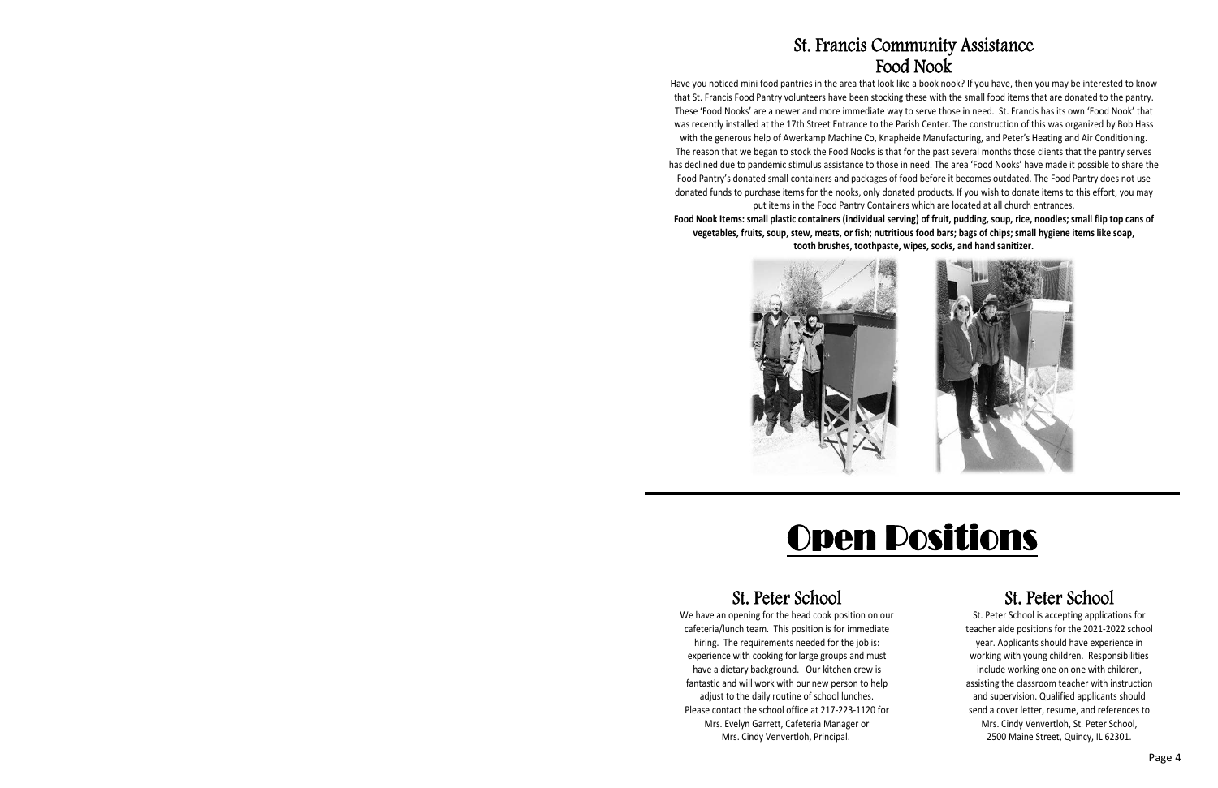## St. Francis Community Assistance
## Food Nook

Have you noticed mini food pantries in the area that look like a book nook? If you have, then you may be interested to know that St. Francis Food Pantry volunteers have been stocking these with the small food items that are donated to the pantry. These 'Food Nooks' are a newer and more immediate way to serve those in need. St. Francis has its own 'Food Nook' that was recently installed at the 17th Street Entrance to the Parish Center. The construction of this was organized by Bob Hass with the generous help of Awerkamp Machine Co, Knapheide Manufacturing, and Peter's Heating and Air Conditioning. The reason that we began to stock the Food Nooks is that for the past several months those clients that the pantry serves has declined due to pandemic stimulus assistance to those in need. The area 'Food Nooks' have made it possible to share the Food Pantry's donated small containers and packages of food before it becomes outdated. The Food Pantry does not use donated funds to purchase items for the nooks, only donated products. If you wish to donate items to this effort, you may put items in the Food Pantry Containers which are located at all church entrances.

**Food Nook Items: small plastic containers (individual serving) of fruit, pudding, soup, rice, noodles; small flip top cans of vegetables, fruits, soup, stew, meats, or fish; nutritious food bars; bags of chips; small hygiene items like soap, tooth brushes, toothpaste, wipes, socks, and hand sanitizer.**

# Open Positions

## St. Peter School

We have an opening for the head cook position on our cafeteria/lunch team. This position is for immediate hiring. The requirements needed for the job is: experience with cooking for large groups and must have a dietary background. Our kitchen crew is fantastic and will work with our new person to help adjust to the daily routine of school lunches. Please contact the school office at 217-223-1120 for Mrs. Evelyn Garrett, Cafeteria Manager or Mrs. Cindy Venvertloh, Principal.

## St. Peter School

St. Peter School is accepting applications for teacher aide positions for the 2021-2022 school year. Applicants should have experience in working with young children. Responsibilities include working one on one with children, assisting the classroom teacher with instruction and supervision. Qualified applicants should send a cover letter, resume, and references to Mrs. Cindy Venvertloh, St. Peter School, 2500 Maine Street, Quincy, IL 62301.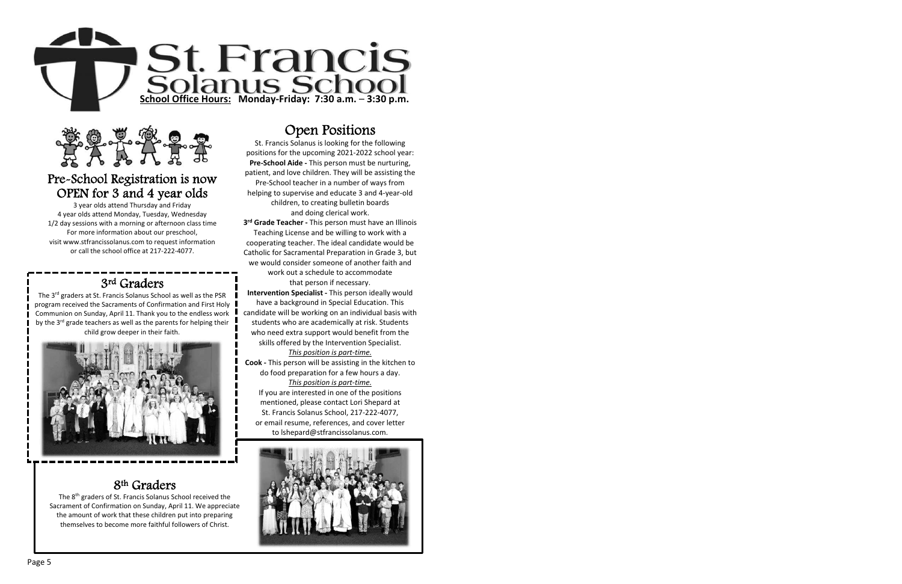# St. Francis Solanus School

**School Office Hours:** Monday-Friday: 7:30 a.m. – 3:30 p.m.

## Pre-School Registration is now OPEN for 3 and 4 year olds

3 year olds attend Thursday and Friday
4 year olds attend Monday, Tuesday, Wednesday
1/2 day sessions with a morning or afternoon class time
For more information about our preschool,
visit www.stfrancissolanus.com to request information
or call the school office at 217-222-4077.

## 3rd Graders

The 3rd graders at St. Francis Solanus School as well as the PSR program received the Sacraments of Confirmation and First Holy Communion on Sunday, April 11. Thank you to the endless work by the 3rd grade teachers as well as the parents for helping their child grow deeper in their faith.

## 8th Graders

The 8th graders of St. Francis Solanus School received the Sacrament of Confirmation on Sunday, April 11. We appreciate the amount of work that these children put into preparing themselves to become more faithful followers of Christ.

## Open Positions

St. Francis Solanus is looking for the following positions for the upcoming 2021-2022 school year:

**Pre-School Aide -** This person must be nurturing, patient, and love children. They will be assisting the Pre-School teacher in a number of ways from helping to supervise and educate 3 and 4-year-old children, to creating bulletin boards and doing clerical work.

**3rd Grade Teacher -** This person must have an Illinois Teaching License and be willing to work with a cooperating teacher. The ideal candidate would be Catholic for Sacramental Preparation in Grade 3, but we would consider someone of another faith and work out a schedule to accommodate that person if necessary.

**Intervention Specialist -** This person ideally would have a background in Special Education. This candidate will be working on an individual basis with students who are academically at risk. Students who need extra support would benefit from the skills offered by the Intervention Specialist.
*This position is part-time.*

**Cook -** This person will be assisting in the kitchen to do food preparation for a few hours a day.
*This position is part-time.*

If you are interested in one of the positions mentioned, please contact Lori Shepard at St. Francis Solanus School, 217-222-4077, or email resume, references, and cover letter to lshepard@stfrancissolanus.com.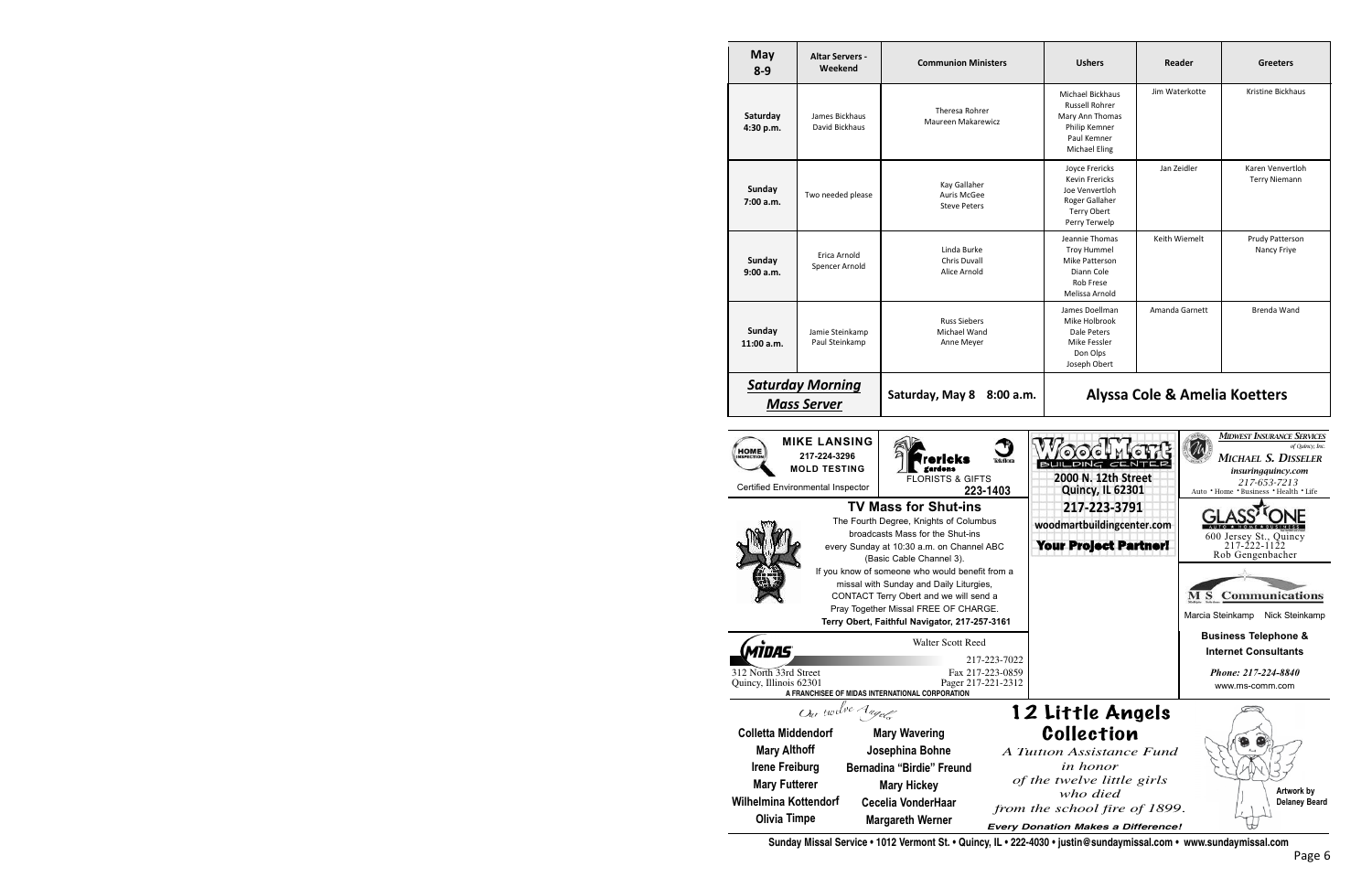| May 8-9 | Altar Servers - Weekend | Communion Ministers | Ushers | Reader | Greeters |
|---|---|---|---|---|---|
| **Saturday 4:30 p.m.** | James Bickhaus<br>David Bickhaus | Theresa Rohrer<br>Maureen Makarewicz | Michael Bickhaus<br>Russell Rohrer<br>Mary Ann Thomas<br>Philip Kemner<br>Paul Kemner<br>Michael Eling | Jim Waterkotte | Kristine Bickhaus |
| **Sunday 7:00 a.m.** | Two needed please | Kay Gallaher<br>Auris McGee<br>Steve Peters | Joyce Frericks<br>Kevin Frericks<br>Joe Venvertloh<br>Roger Gallaher<br>Terry Obert<br>Perry Terwelp | Jan Zeidler | Karen Venvertloh<br>Terry Niemann |
| **Sunday 9:00 a.m.** | Erica Arnold<br>Spencer Arnold | Linda Burke<br>Chris Duvall<br>Alice Arnold | Jeannie Thomas<br>Troy Hummel<br>Mike Patterson<br>Diann Cole<br>Rob Frese<br>Melissa Arnold | Keith Wiemelt | Prudy Patterson<br>Nancy Friye |
| **Sunday 11:00 a.m.** | Jamie Steinkamp<br>Paul Steinkamp | Russ Siebers<br>Michael Wand<br>Anne Meyer | James Doellman<br>Mike Holbrook<br>Dale Peters<br>Mike Fessler<br>Don Olps<br>Joseph Obert | Amanda Garnett | Brenda Wand |
| ***Saturday Morning Mass Server*** | | **Saturday, May 8 8:00 a.m.** | **Alyssa Cole & Amelia Koetters** | | |

**MIKE LANSING**
217-224-3296
MOLD TESTING
Certified Environmental Inspector

**Frericks gardens**
FLORISTS & GIFTS
**223-1403**

**WoodMart BUILDING CENTER**
**2000 N. 12th Street**
**Quincy, IL 62301**
**217-223-3791**
**woodmartbuildingcenter.com**
**Your Project Partner!**

***Midwest Insurance Services*** *of Quincy, Inc.*
***Michael S. Disseler***
***insuringquincy.com***
*217-653-7213*
Auto • Home • Business • Health • Life

## TV Mass for Shut-ins

The Fourth Degree, Knights of Columbus broadcasts Mass for the Shut-ins every Sunday at 10:30 a.m. on Channel ABC (Basic Cable Channel 3).
If you know of someone who would benefit from a missal with Sunday and Daily Liturgies, CONTACT Terry Obert and we will send a Pray Together Missal FREE OF CHARGE.
**Terry Obert, Faithful Navigator, 217-257-3161**

**GLASS ONE**
AUTO • HOME • BUSINESS
600 Jersey St., Quincy
217-222-1122
Rob Gengenbacher

**MS Communications**
Marcia Steinkamp Nick Steinkamp
**Business Telephone & Internet Consultants**
***Phone: 217-224-8840***
www.ms-comm.com

**MIDAS**
Walter Scott Reed
312 North 33rd Street
Quincy, Illinois 62301
217-223-7022
Fax 217-223-0859
Pager 217-221-2312
**A FRANCHISEE OF MIDAS INTERNATIONAL CORPORATION**

*Our twelve Angels*

**Colletta Middendorf**
**Mary Althoff**
**Irene Freiburg**
**Mary Futterer**
**Wilhelmina Kottendorf**
**Olivia Timpe**
**Mary Wavering**
**Josephina Bohne**
**Bernadina "Birdie" Freund**
**Mary Hickey**
**Cecelia VonderHaar**
**Margareth Werner**

## 12 Little Angels Collection

*A Tuition Assistance Fund in honor of the twelve little girls who died from the school fire of 1899.*

***Every Donation Makes a Difference!***

**Artwork by Delaney Beard**

**Sunday Missal Service • 1012 Vermont St. • Quincy, IL • 222-4030 • justin@sundaymissal.com • www.sundaymissal.com**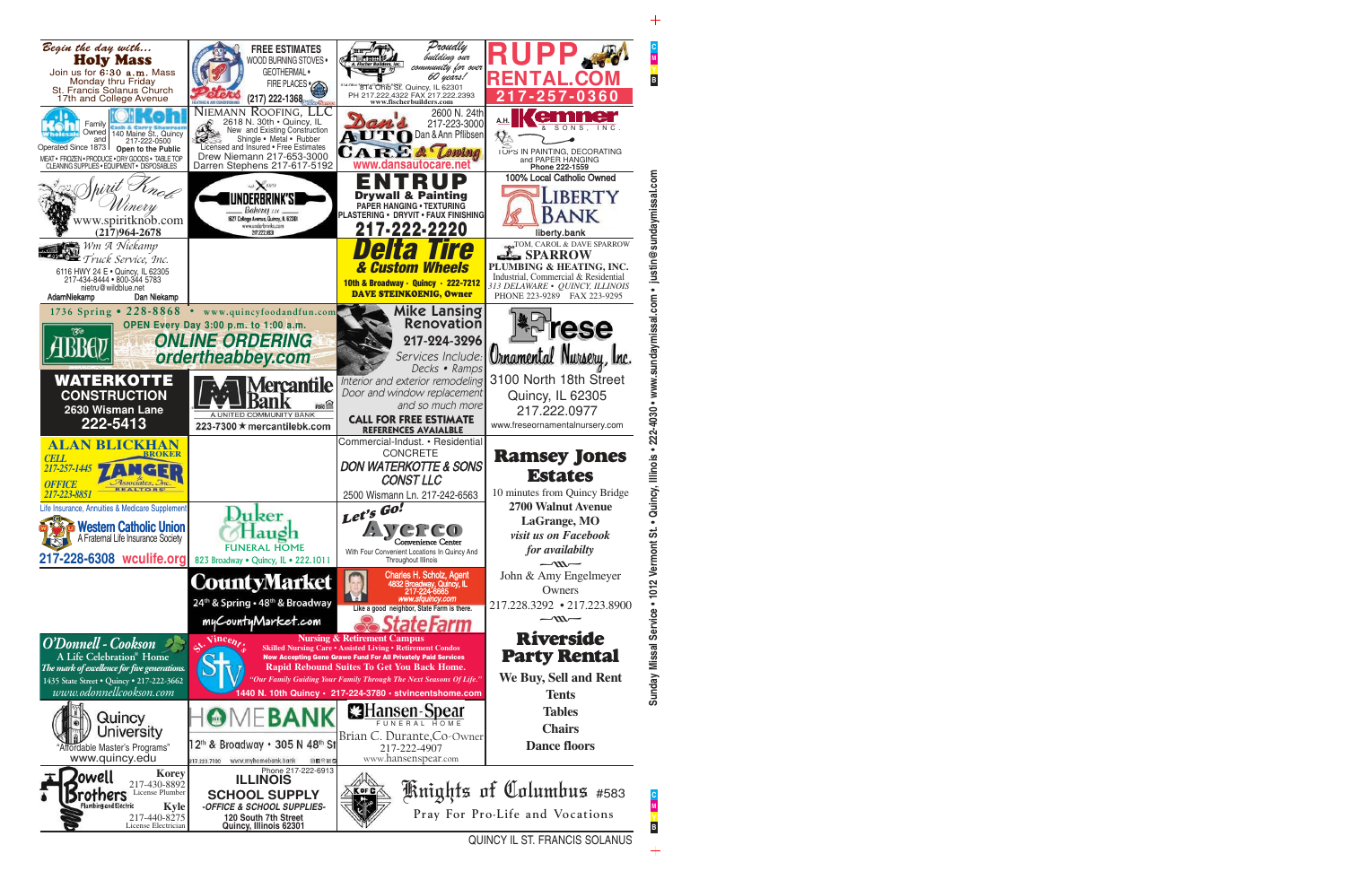*Begin the day with...*
**Holy Mass**
Join us for 6:30 a.m. Mass
Monday thru Friday
St. Francis Solanus Church
17th and College Avenue

FREE ESTIMATES
WOOD BURNING STOVES •
GEOTHERMAL •
FIRE PLACES •
Peters
(217) 222-1368

*Proudly building our community for over 60 years!*
Fischer Builders, Inc.
814 Ohio St. Quincy, IL 62301
PH 217.222.4322 FAX 217.222.2393
www.fischerbuilders.com

RUPP RENTAL.COM
217-257-0360

Kohl Wholesale
Family Owned and Operated Since 1873
Cash & Carry Showroom
140 Maine St., Quincy
217-222-0500
Open to the Public
MEAT • FROZEN • PRODUCE • DRY GOODS • TABLE TOP
CLEANING SUPPLIES • EQUIPMENT • DISPOSABLES

NIEMANN ROOFING, LLC
2618 N. 30th • Quincy, IL
New and Existing Construction
Shingle • Metal • Rubber
Licensed and Insured • Free Estimates
Drew Niemann 217-653-3000
Darren Stephens 217-617-5192

Dan's AUTO CARE & Towing
2600 N. 24th
217-223-3000
Dan & Ann Pfibsen
www.dansautocare.net

A.H. Kemner & SONS, INC.
TOPS IN PAINTING, DECORATING and PAPER HANGING
Phone 222-1559

Spirit Knob Winery
www.spiritknob.com
(217)964-2678

UNDERBRINK'S Bakery
1621 College Avenue, Quincy, IL 62301
www.underbrinks.com
217.222.1831

ENTRUP
Drywall & Painting
PAPER HANGING • TEXTURING
PLASTERING • DRYVIT • FAUX FINISHING
217-222-2220

100% Local Catholic Owned
LIBERTY BANK
liberty.bank

Wm A Niekamp Truck Service, Inc.
6116 HWY 24 E • Quincy, IL 62305
217-434-8444 • 800-344 5783
nietru@wildblue.net
AdamNiekamp Dan Niekamp

Delta Tire & Custom Wheels
10th & Broadway • Quincy • 222-7212
DAVE STEINKOENIG, Owner

TOM, CAROL & DAVE SPARROW
SPARROW
PLUMBING & HEATING, INC.
Industrial, Commercial & Residential
313 DELAWARE • QUINCY, ILLINOIS
PHONE 223-9289 FAX 223-9295

1736 Spring • 228-8868 • www.quincyfoodandfun.com
OPEN Every Day 3:00 p.m. to 1:00 a.m.
ABBEY
ONLINE ORDERING
ordertheabbey.com

Mike Lansing Renovation
217-224-3296
Services Include:
Decks • Ramps
Interior and exterior remodeling
Door and window replacement
and so much more
CALL FOR FREE ESTIMATE
REFERENCES AVAIALBLE

Frese Ornamental Nursery, Inc.
3100 North 18th Street
Quincy, IL 62305
217.222.0977
www.freseornamentalnursery.com

WATERKOTTE CONSTRUCTION
2630 Wisman Lane
222-5413

Mercantile Bank
A UNITED COMMUNITY BANK
223-7300 ★ mercantilebk.com

ALAN BLICKHAN
BROKER
CELL 217-257-1445
OFFICE 217-223-8851
ZANGER & Associates, Inc.
REALTORS

Commercial-Indust. • Residential
CONCRETE
DON WATERKOTTE & SONS CONST LLC
2500 Wismann Ln. 217-242-6563

Ramsey Jones Estates
10 minutes from Quincy Bridge
2700 Walnut Avenue
LaGrange, MO
*visit us on Facebook for availabilty*
John & Amy Engelmeyer
Owners
217.228.3292 • 217.223.8900

Life Insurance, Annuities & Medicare Supplement
Western Catholic Union
A Fraternal Life Insurance Society
217-228-6308 wculife.org

Duker & Haugh
FUNERAL HOME
823 Broadway • Quincy, IL • 222.1011

Let's Go!
Ayerco
Convenience Center
With Four Convenient Locations In Quincy And Throughout Illinois

County Market
24th & Spring • 48th & Broadway
myCountyMarket.com

Charles H. Scholz, Agent
4832 Broadway, Quincy, IL
217-224-6665
www.sfquincy.com
Like a good neighbor, State Farm is there.
State Farm

O'Donnell - Cookson
A Life Celebration® Home
The mark of excellence for five generations.
1435 State Street • Quincy • 217-222-3662
www.odonnellcookson.com

St. Vincent's
Nursing & Retirement Campus
Skilled Nursing Care • Assisted Living • Retirement Condos
Now Accepting Gene Grawe Fund For All Privately Paid Services
Rapid Rebound Suites To Get You Back Home.
*"Our Family Guiding Your Family Through The Next Seasons Of Life."*
1440 N. 10th Quincy • 217-224-3780 • stvincentshome.com

Riverside Party Rental
We Buy, Sell and Rent
Tents
Tables
Chairs
Dance floors

Quincy University
"Affordable Master's Programs"
www.quincy.edu

HOMEBANK
12th & Broadway • 305 N 48th St
217.223.7300 www.myhomebank.bank

Hansen-Spear
FUNERAL HOME
Brian C. Durante, Co-Owner
217-222-4907
www.hansenspear.com

Lowell Brothers
Plumbing and Electric
Korey 217-430-8892 License Plumber
Kyle 217-440-8275 License Electrician

Phone 217-222-6913
ILLINOIS SCHOOL SUPPLY
-OFFICE & SCHOOL SUPPLIES-
120 South 7th Street
Quincy, Illinois 62301

Knights of Columbus #583
Pray For Pro-Life and Vocations

QUINCY IL ST. FRANCIS SOLANUS